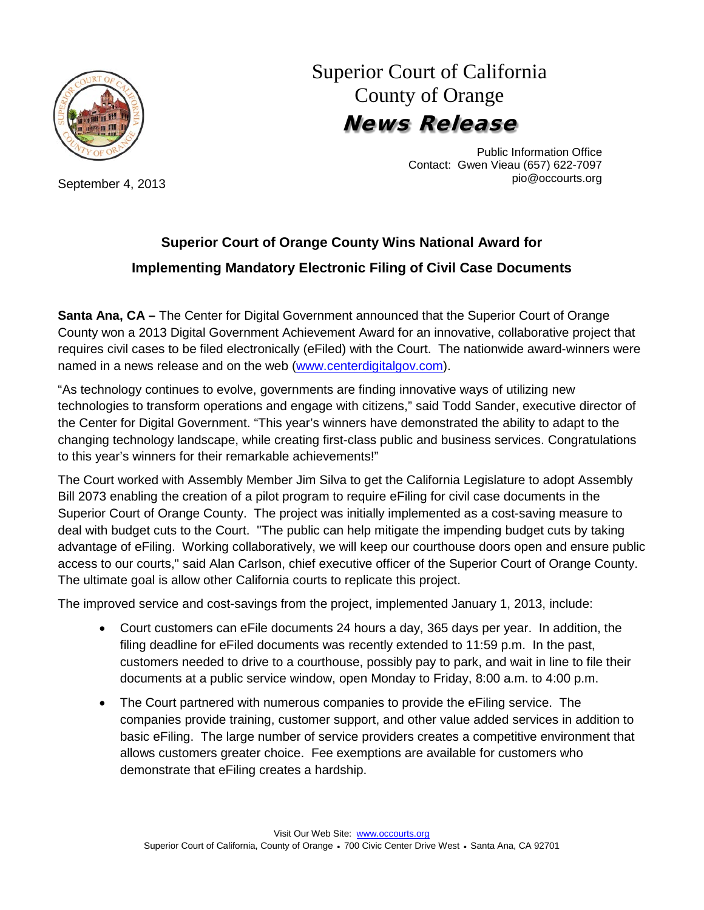# Superior Court of California
# County of Orange
# ***News Release***

Public Information Office
Contact: Gwen Vieau (657) 622-7097
pio@occourts.org

September 4, 2013

## Superior Court of Orange County Wins National Award for Implementing Mandatory Electronic Filing of Civil Case Documents

**Santa Ana, CA –** The Center for Digital Government announced that the Superior Court of Orange County won a 2013 Digital Government Achievement Award for an innovative, collaborative project that requires civil cases to be filed electronically (eFiled) with the Court. The nationwide award-winners were named in a news release and on the web (www.centerdigitalgov.com).

"As technology continues to evolve, governments are finding innovative ways of utilizing new technologies to transform operations and engage with citizens," said Todd Sander, executive director of the Center for Digital Government. "This year's winners have demonstrated the ability to adapt to the changing technology landscape, while creating first-class public and business services. Congratulations to this year's winners for their remarkable achievements!"

The Court worked with Assembly Member Jim Silva to get the California Legislature to adopt Assembly Bill 2073 enabling the creation of a pilot program to require eFiling for civil case documents in the Superior Court of Orange County. The project was initially implemented as a cost-saving measure to deal with budget cuts to the Court. "The public can help mitigate the impending budget cuts by taking advantage of eFiling. Working collaboratively, we will keep our courthouse doors open and ensure public access to our courts," said Alan Carlson, chief executive officer of the Superior Court of Orange County. The ultimate goal is allow other California courts to replicate this project.

The improved service and cost-savings from the project, implemented January 1, 2013, include:

- Court customers can eFile documents 24 hours a day, 365 days per year. In addition, the filing deadline for eFiled documents was recently extended to 11:59 p.m. In the past, customers needed to drive to a courthouse, possibly pay to park, and wait in line to file their documents at a public service window, open Monday to Friday, 8:00 a.m. to 4:00 p.m.
- The Court partnered with numerous companies to provide the eFiling service. The companies provide training, customer support, and other value added services in addition to basic eFiling. The large number of service providers creates a competitive environment that allows customers greater choice. Fee exemptions are available for customers who demonstrate that eFiling creates a hardship.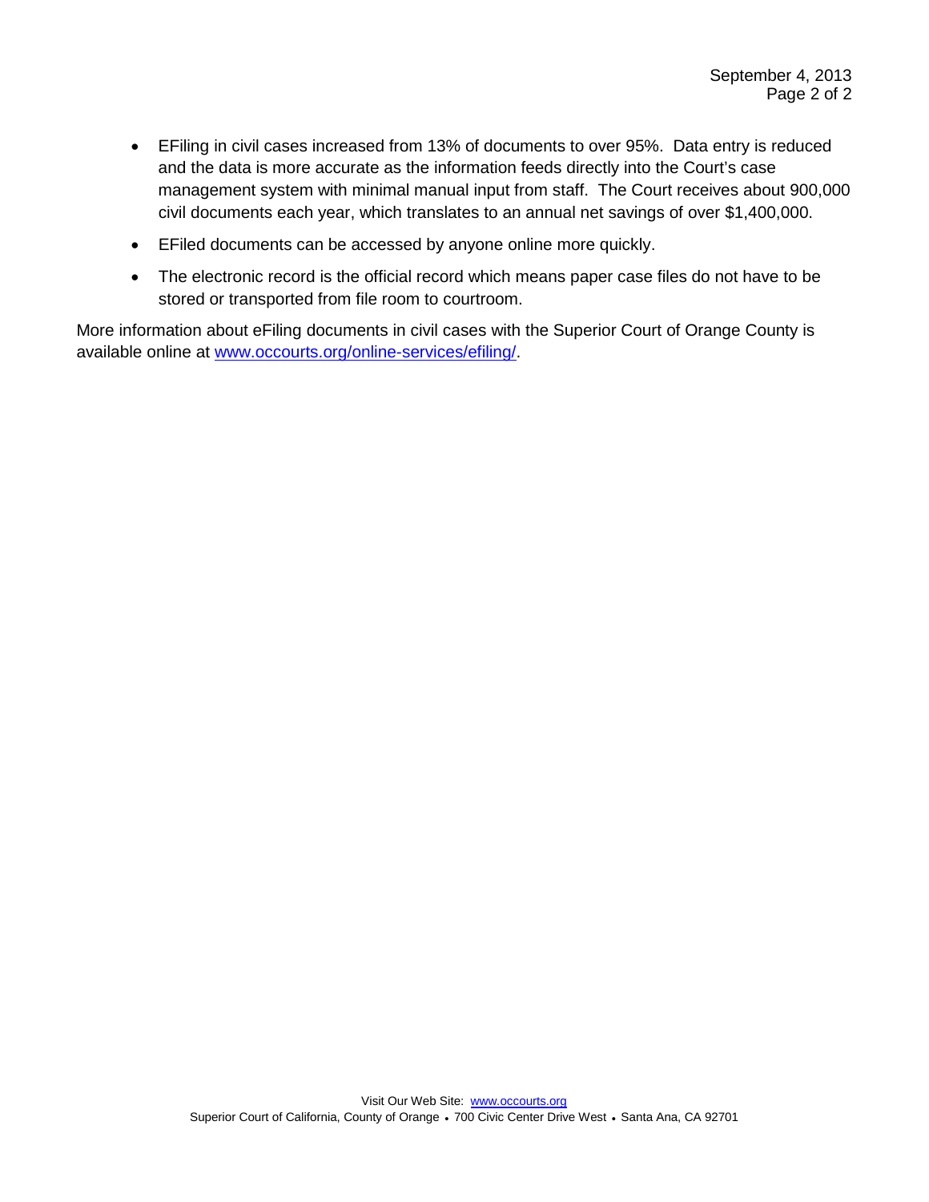- EFiling in civil cases increased from 13% of documents to over 95%. Data entry is reduced and the data is more accurate as the information feeds directly into the Court's case management system with minimal manual input from staff. The Court receives about 900,000 civil documents each year, which translates to an annual net savings of over $1,400,000.
- EFiled documents can be accessed by anyone online more quickly.
- The electronic record is the official record which means paper case files do not have to be stored or transported from file room to courtroom.

More information about eFiling documents in civil cases with the Superior Court of Orange County is available online at www.occourts.org/online-services/efiling/.